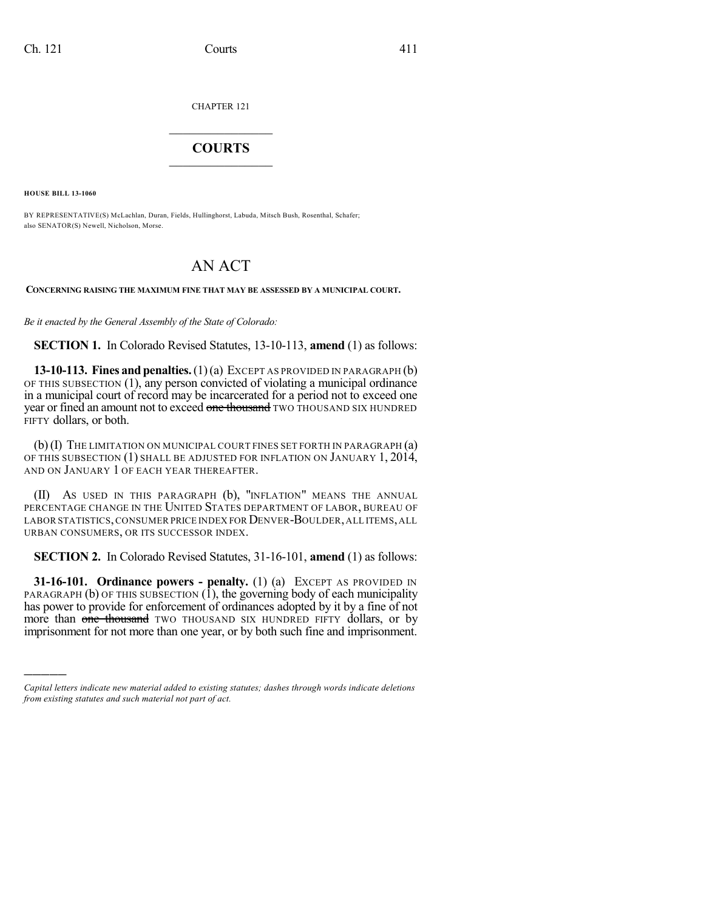CHAPTER 121

# COURTS

**HOUSE BILL 13-1060**

BY REPRESENTATIVE(S) McLachlan, Duran, Fields, Hullinghorst, Labuda, Mitsch Bush, Rosenthal, Schafer; also SENATOR(S) Newell, Nicholson, Morse.

# AN ACT

**CONCERNING RAISING THE MAXIMUM FINE THAT MAY BE ASSESSED BY A MUNICIPAL COURT.**

*Be it enacted by the General Assembly of the State of Colorado:*

**SECTION 1.** In Colorado Revised Statutes, 13-10-113, **amend** (1) as follows:

**13-10-113. Fines and penalties.** (1) (a) EXCEPT AS PROVIDED IN PARAGRAPH (b) OF THIS SUBSECTION (1), any person convicted of violating a municipal ordinance in a municipal court of record may be incarcerated for a period not to exceed one year or fined an amount not to exceed ~~one thousand~~ TWO THOUSAND SIX HUNDRED FIFTY dollars, or both.

(b) (I) THE LIMITATION ON MUNICIPAL COURT FINES SET FORTH IN PARAGRAPH (a) OF THIS SUBSECTION (1) SHALL BE ADJUSTED FOR INFLATION ON JANUARY 1, 2014, AND ON JANUARY 1 OF EACH YEAR THEREAFTER.

(II) AS USED IN THIS PARAGRAPH (b), "INFLATION" MEANS THE ANNUAL PERCENTAGE CHANGE IN THE UNITED STATES DEPARTMENT OF LABOR, BUREAU OF LABOR STATISTICS, CONSUMER PRICE INDEX FOR DENVER-BOULDER, ALL ITEMS, ALL URBAN CONSUMERS, OR ITS SUCCESSOR INDEX.

**SECTION 2.** In Colorado Revised Statutes, 31-16-101, **amend** (1) as follows:

**31-16-101. Ordinance powers - penalty.** (1) (a) EXCEPT AS PROVIDED IN PARAGRAPH (b) OF THIS SUBSECTION (1), the governing body of each municipality has power to provide for enforcement of ordinances adopted by it by a fine of not more than ~~one thousand~~ TWO THOUSAND SIX HUNDRED FIFTY dollars, or by imprisonment for not more than one year, or by both such fine and imprisonment.

---

*Capital letters indicate new material added to existing statutes; dashes through words indicate deletions from existing statutes and such material not part of act.*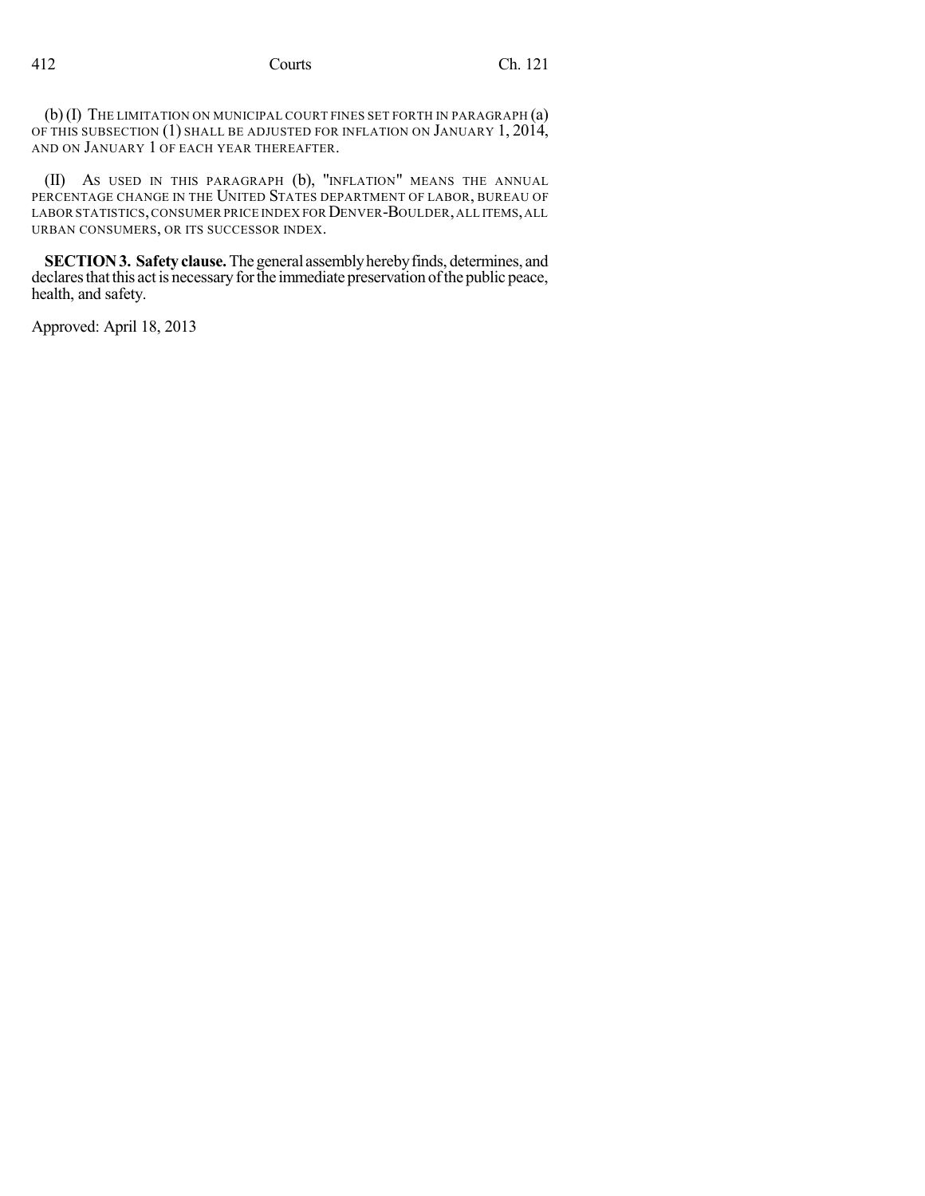(b) (I) THE LIMITATION ON MUNICIPAL COURT FINES SET FORTH IN PARAGRAPH (a) OF THIS SUBSECTION (1) SHALL BE ADJUSTED FOR INFLATION ON JANUARY 1, 2014, AND ON JANUARY 1 OF EACH YEAR THEREAFTER.

(II) AS USED IN THIS PARAGRAPH (b), "INFLATION" MEANS THE ANNUAL PERCENTAGE CHANGE IN THE UNITED STATES DEPARTMENT OF LABOR, BUREAU OF LABOR STATISTICS, CONSUMER PRICE INDEX FOR DENVER-BOULDER, ALL ITEMS, ALL URBAN CONSUMERS, OR ITS SUCCESSOR INDEX.

**SECTION 3. Safety clause.** The general assembly hereby finds, determines, and declares that this act is necessary for the immediate preservation of the public peace, health, and safety.

Approved: April 18, 2013